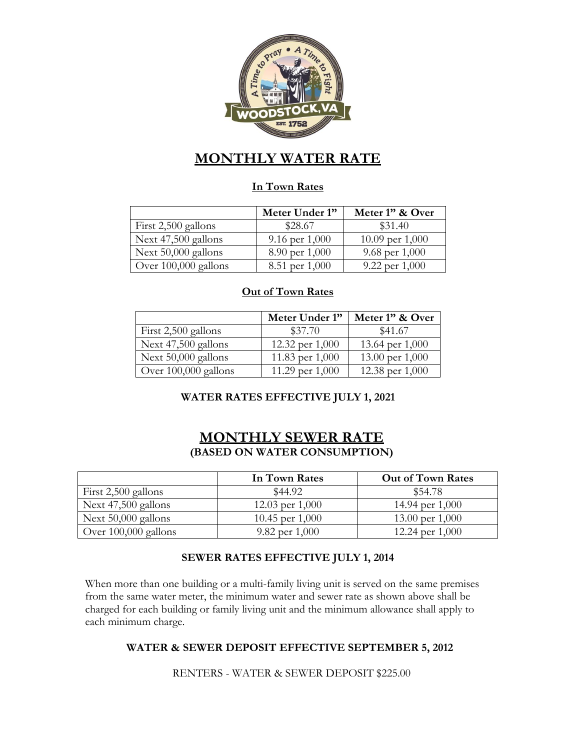# MONTHLY WATER RATE

### In Town Rates

| | Meter Under 1" | Meter 1" & Over |
|---|---|---|
| First 2,500 gallons | \$28.67 | \$31.40 |
| Next 47,500 gallons | 9.16 per 1,000 | 10.09 per 1,000 |
| Next 50,000 gallons | 8.90 per 1,000 | 9.68 per 1,000 |
| Over 100,000 gallons | 8.51 per 1,000 | 9.22 per 1,000 |

### Out of Town Rates

| | Meter Under 1" | Meter 1" & Over |
|---|---|---|
| First 2,500 gallons | \$37.70 | \$41.67 |
| Next 47,500 gallons | 12.32 per 1,000 | 13.64 per 1,000 |
| Next 50,000 gallons | 11.83 per 1,000 | 13.00 per 1,000 |
| Over 100,000 gallons | 11.29 per 1,000 | 12.38 per 1,000 |

**WATER RATES EFFECTIVE JULY 1, 2021**

# MONTHLY SEWER RATE
**(BASED ON WATER CONSUMPTION)**

| | In Town Rates | Out of Town Rates |
|---|---|---|
| First 2,500 gallons | \$44.92 | \$54.78 |
| Next 47,500 gallons | 12.03 per 1,000 | 14.94 per 1,000 |
| Next 50,000 gallons | 10.45 per 1,000 | 13.00 per 1,000 |
| Over 100,000 gallons | 9.82 per 1,000 | 12.24 per 1,000 |

**SEWER RATES EFFECTIVE JULY 1, 2014**

When more than one building or a multi-family living unit is served on the same premises from the same water meter, the minimum water and sewer rate as shown above shall be charged for each building or family living unit and the minimum allowance shall apply to each minimum charge.

**WATER & SEWER DEPOSIT EFFECTIVE SEPTEMBER 5, 2012**

RENTERS - WATER & SEWER DEPOSIT \$225.00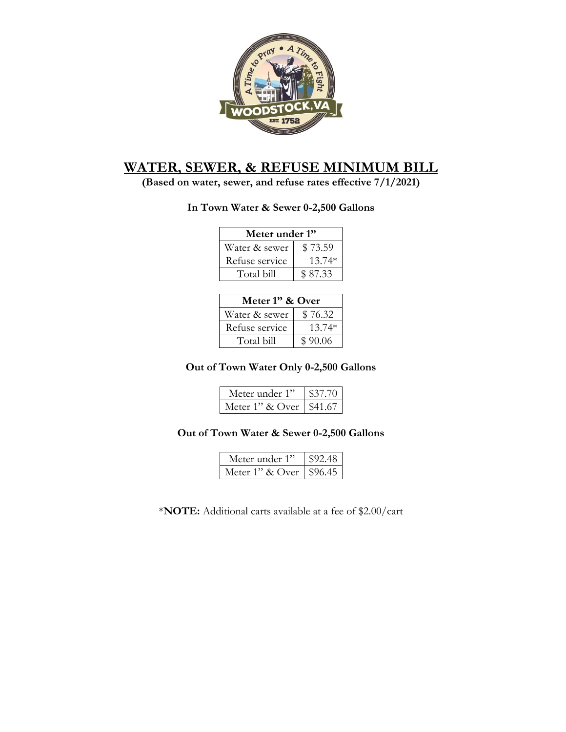# WATER, SEWER, & REFUSE MINIMUM BILL

**(Based on water, sewer, and refuse rates effective 7/1/2021)**

### In Town Water & Sewer 0-2,500 Gallons

| Meter under 1” | |
|---|---|
| Water & sewer | $ 73.59 |
| Refuse service | 13.74* |
| Total bill | $ 87.33 |

| Meter 1” & Over | |
|---|---|
| Water & sewer | $ 76.32 |
| Refuse service | 13.74* |
| Total bill | $ 90.06 |

### Out of Town Water Only 0-2,500 Gallons

| | |
|---|---|
| Meter under 1” | $37.70 |
| Meter 1” & Over | $41.67 |

### Out of Town Water & Sewer 0-2,500 Gallons

| | |
|---|---|
| Meter under 1” | $92.48 |
| Meter 1” & Over | $96.45 |

***NOTE:** Additional carts available at a fee of $2.00/cart